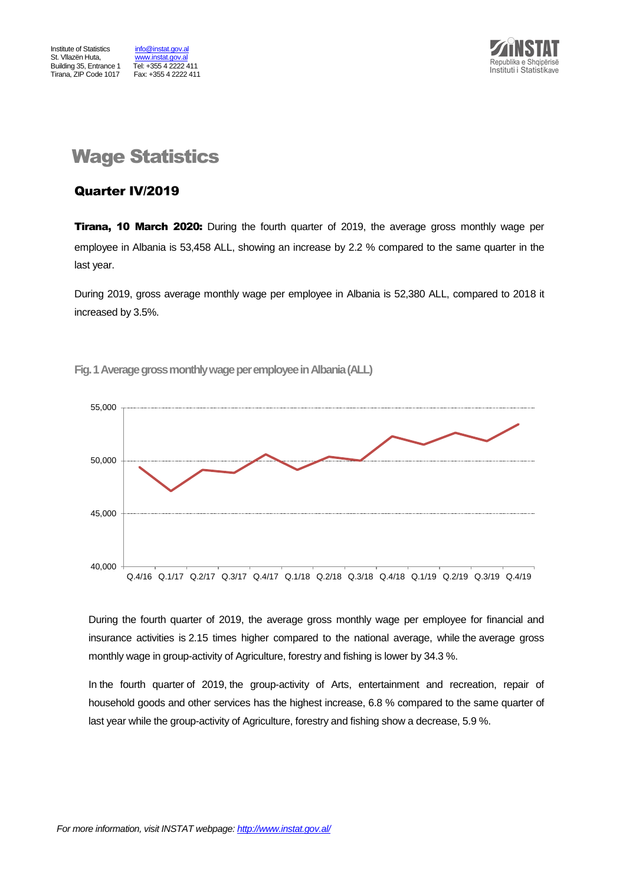Institute of Statistics
St. Vllazën Huta,
Building 35, Entrance 1
Tirana, ZIP Code 1017

info@instat.gov.al
www.instat.gov.al
Tel: +355 4 2222 411
Fax: +355 4 2222 411

# Wage Statistics

## Quarter IV/2019

**Tirana, 10 March 2020:** During the fourth quarter of 2019, the average gross monthly wage per employee in Albania is 53,458 ALL, showing an increase by 2.2 % compared to the same quarter in the last year.

During 2019, gross average monthly wage per employee in Albania is 52,380 ALL, compared to 2018 it increased by 3.5%.

**Fig. 1 Average gross monthly wage per employee in Albania (ALL)**

During the fourth quarter of 2019, the average gross monthly wage per employee for financial and insurance activities is 2.15 times higher compared to the national average, while the average gross monthly wage in group-activity of Agriculture, forestry and fishing is lower by 34.3 %.

In the fourth quarter of 2019, the group-activity of Arts, entertainment and recreation, repair of household goods and other services has the highest increase, 6.8 % compared to the same quarter of last year while the group-activity of Agriculture, forestry and fishing show a decrease, 5.9 %.

*For more information, visit INSTAT webpage: http://www.instat.gov.al/*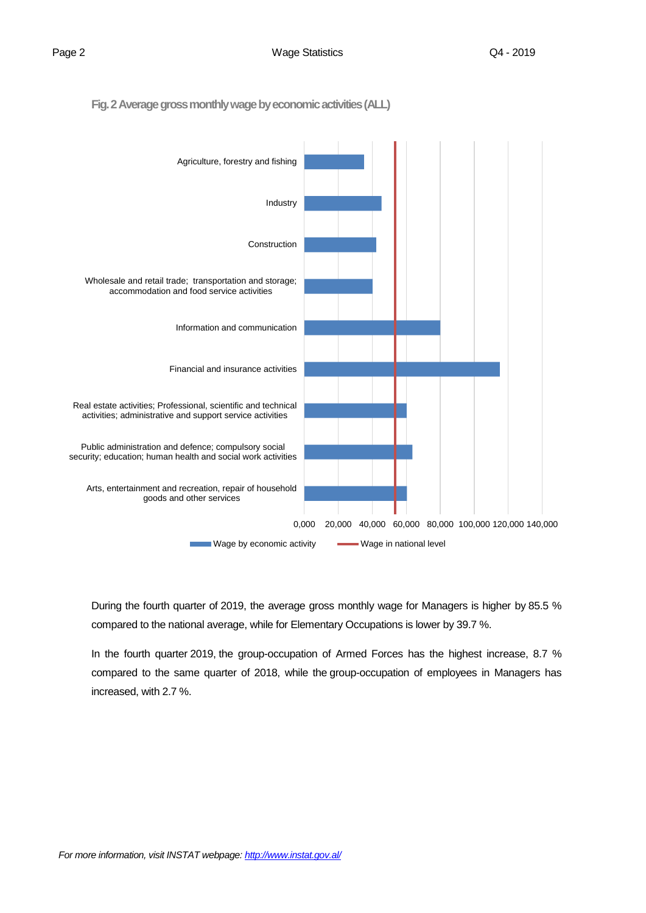**Fig. 2 Average gross monthly wage by economic activities (ALL)**

During the fourth quarter of 2019, the average gross monthly wage for Managers is higher by 85.5 % compared to the national average, while for Elementary Occupations is lower by 39.7 %.

In the fourth quarter 2019, the group-occupation of Armed Forces has the highest increase, 8.7 % compared to the same quarter of 2018, while the group-occupation of employees in Managers has increased, with 2.7 %.

*For more information, visit INSTAT webpage: http://www.instat.gov.al/*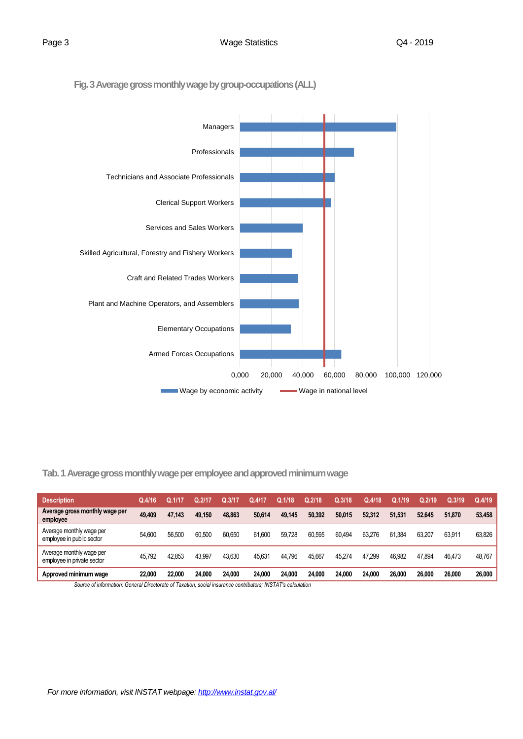**Fig. 3 Average gross monthly wage by group-occupations (ALL)**

Managers

Professionals

Technicians and Associate Professionals

Clerical Support Workers

Services and Sales Workers

Skilled Agricultural, Forestry and Fishery Workers

Craft and Related Trades Workers

Plant and Machine Operators, and Assemblers

Elementary Occupations

Armed Forces Occupations

0,000 20,000 40,000 60,000 80,000 100,000 120,000

Wage by economic activity — Wage in national level

**Tab. 1 Average gross monthly wage per employee and approved minimum wage**

| Description | Q.4/16 | Q.1/17 | Q.2/17 | Q.3/17 | Q.4/17 | Q.1/18 | Q.2/18 | Q.3/18 | Q.4/18 | Q.1/19 | Q.2/19 | Q.3/19 | Q.4/19 |
|---|---|---|---|---|---|---|---|---|---|---|---|---|---|
| **Average gross monthly wage per employee** | **49,409** | **47,143** | **49,150** | **48,863** | **50,614** | **49,145** | **50,392** | **50,015** | **52,312** | **51,531** | **52,645** | **51,870** | **53,458** |
| Average monthly wage per employee in public sector | 54,600 | 56,500 | 60,500 | 60,650 | 61,600 | 59,728 | 60,595 | 60,494 | 63,276 | 61,384 | 63,207 | 63,911 | 63,826 |
| Average monthly wage per employee in private sector | 45,792 | 42,853 | 43,997 | 43,630 | 45,631 | 44,796 | 45,667 | 45,274 | 47,299 | 46,982 | 47,894 | 46,473 | 48,767 |
| **Approved minimum wage** | **22,000** | **22,000** | **24,000** | **24,000** | **24,000** | **24,000** | **24,000** | **24,000** | **24,000** | **26,000** | **26,000** | **26,000** | **26,000** |

*Source of information: General Directorate of Taxation, social insurance contributors; INSTAT's calculation*

*For more information, visit INSTAT webpage: [http://www.instat.gov.al/](http://www.instat.gov.al/)*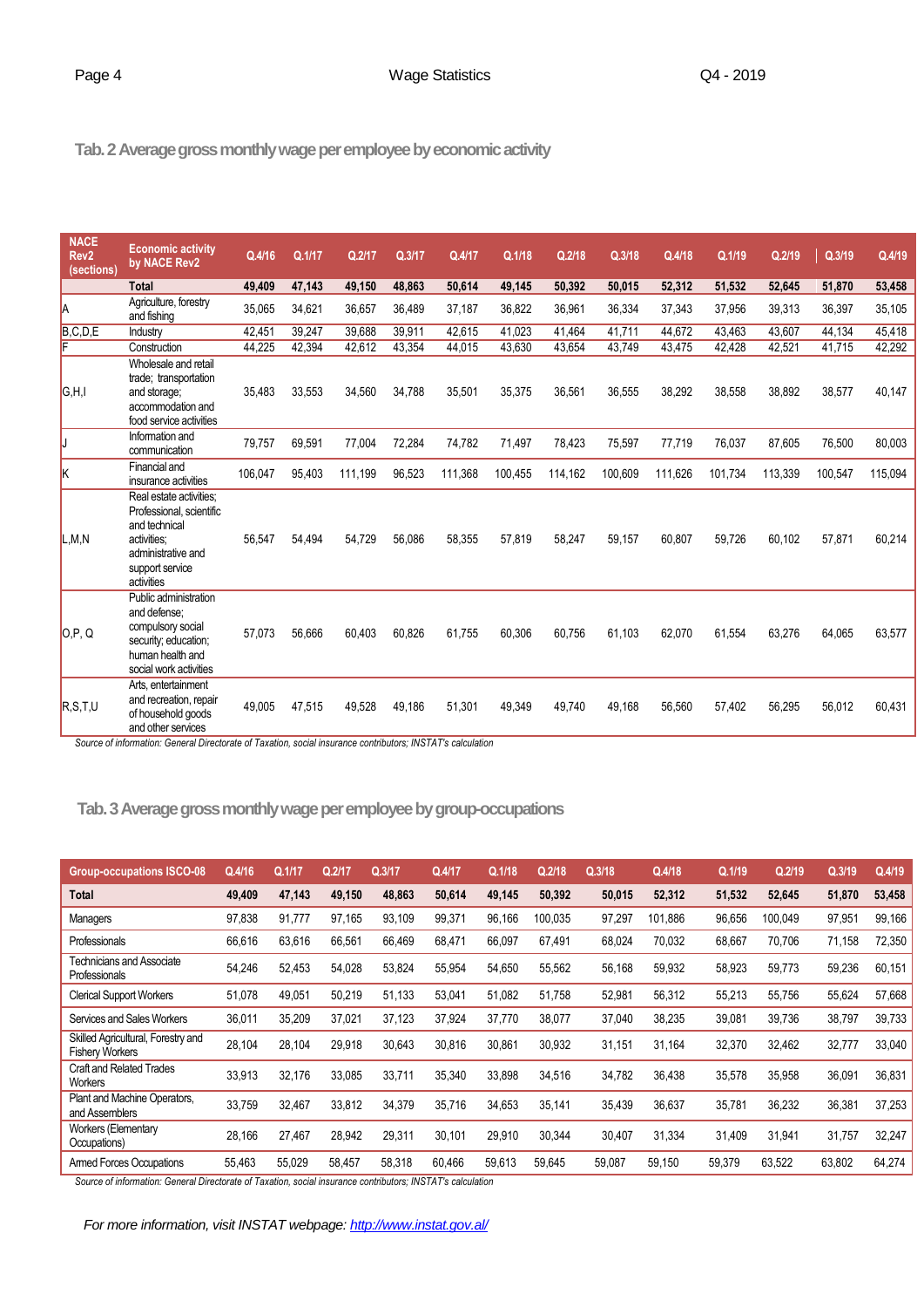### Tab. 2 Average gross monthly wage per employee by economic activity

| NACE Rev2 (sections) | Economic activity by NACE Rev2 | Q.4/16 | Q.1/17 | Q.2/17 | Q.3/17 | Q.4/17 | Q.1/18 | Q.2/18 | Q.3/18 | Q.4/18 | Q.1/19 | Q.2/19 | Q.3/19 | Q.4/19 |
|---|---|---|---|---|---|---|---|---|---|---|---|---|---|---|
| | **Total** | **49,409** | **47,143** | **49,150** | **48,863** | **50,614** | **49,145** | **50,392** | **50,015** | **52,312** | **51,532** | **52,645** | **51,870** | **53,458** |
| A | Agriculture, forestry and fishing | 35,065 | 34,621 | 36,657 | 36,489 | 37,187 | 36,822 | 36,961 | 36,334 | 37,343 | 37,956 | 39,313 | 36,397 | 35,105 |
| B,C,D,E | Industry | 42,451 | 39,247 | 39,688 | 39,911 | 42,615 | 41,023 | 41,464 | 41,711 | 44,672 | 43,463 | 43,607 | 44,134 | 45,418 |
| F | Construction | 44,225 | 42,394 | 42,612 | 43,354 | 44,015 | 43,630 | 43,654 | 43,749 | 43,475 | 42,428 | 42,521 | 41,715 | 42,292 |
| G,H,I | Wholesale and retail trade; transportation and storage; accommodation and food service activities | 35,483 | 33,553 | 34,560 | 34,788 | 35,501 | 35,375 | 36,561 | 36,555 | 38,292 | 38,558 | 38,892 | 38,577 | 40,147 |
| J | Information and communication | 79,757 | 69,591 | 77,004 | 72,284 | 74,782 | 71,497 | 78,423 | 75,597 | 77,719 | 76,037 | 87,605 | 76,500 | 80,003 |
| K | Financial and insurance activities | 106,047 | 95,403 | 111,199 | 96,523 | 111,368 | 100,455 | 114,162 | 100,609 | 111,626 | 101,734 | 113,339 | 100,547 | 115,094 |
| L,M,N | Real estate activities; Professional, scientific and technical activities; administrative and support service activities | 56,547 | 54,494 | 54,729 | 56,086 | 58,355 | 57,819 | 58,247 | 59,157 | 60,807 | 59,726 | 60,102 | 57,871 | 60,214 |
| O,P, Q | Public administration and defense; compulsory social security; education; human health and social work activities | 57,073 | 56,666 | 60,403 | 60,826 | 61,755 | 60,306 | 60,756 | 61,103 | 62,070 | 61,554 | 63,276 | 64,065 | 63,577 |
| R,S,T,U | Arts, entertainment and recreation, repair of household goods and other services | 49,005 | 47,515 | 49,528 | 49,186 | 51,301 | 49,349 | 49,740 | 49,168 | 56,560 | 57,402 | 56,295 | 56,012 | 60,431 |

*Source of information: General Directorate of Taxation, social insurance contributors; INSTAT's calculation*

### Tab. 3 Average gross monthly wage per employee by group-occupations

| Group-occupations ISCO-08 | Q.4/16 | Q.1/17 | Q.2/17 | Q.3/17 | Q.4/17 | Q.1/18 | Q.2/18 | Q.3/18 | Q.4/18 | Q.1/19 | Q.2/19 | Q.3/19 | Q.4/19 |
|---|---|---|---|---|---|---|---|---|---|---|---|---|---|
| **Total** | **49,409** | **47,143** | **49,150** | **48,863** | **50,614** | **49,145** | **50,392** | **50,015** | **52,312** | **51,532** | **52,645** | **51,870** | **53,458** |
| Managers | 97,838 | 91,777 | 97,165 | 93,109 | 99,371 | 96,166 | 100,035 | 97,297 | 101,886 | 96,656 | 100,049 | 97,951 | 99,166 |
| Professionals | 66,616 | 63,616 | 66,561 | 66,469 | 68,471 | 66,097 | 67,491 | 68,024 | 70,032 | 68,667 | 70,706 | 71,158 | 72,350 |
| Technicians and Associate Professionals | 54,246 | 52,453 | 54,028 | 53,824 | 55,954 | 54,650 | 55,562 | 56,168 | 59,932 | 58,923 | 59,773 | 59,236 | 60,151 |
| Clerical Support Workers | 51,078 | 49,051 | 50,219 | 51,133 | 53,041 | 51,082 | 51,758 | 52,981 | 56,312 | 55,213 | 55,756 | 55,624 | 57,668 |
| Services and Sales Workers | 36,011 | 35,209 | 37,021 | 37,123 | 37,924 | 37,770 | 38,077 | 37,040 | 38,235 | 39,081 | 39,736 | 38,797 | 39,733 |
| Skilled Agricultural, Forestry and Fishery Workers | 28,104 | 28,104 | 29,918 | 30,643 | 30,816 | 30,861 | 30,932 | 31,151 | 31,164 | 32,370 | 32,462 | 32,777 | 33,040 |
| Craft and Related Trades Workers | 33,913 | 32,176 | 33,085 | 33,711 | 35,340 | 33,898 | 34,516 | 34,782 | 36,438 | 35,578 | 35,958 | 36,091 | 36,831 |
| Plant and Machine Operators, and Assemblers | 33,759 | 32,467 | 33,812 | 34,379 | 35,716 | 34,653 | 35,141 | 35,439 | 36,637 | 35,781 | 36,232 | 36,381 | 37,253 |
| Workers (Elementary Occupations) | 28,166 | 27,467 | 28,942 | 29,311 | 30,101 | 29,910 | 30,344 | 30,407 | 31,334 | 31,409 | 31,941 | 31,757 | 32,247 |
| Armed Forces Occupations | 55,463 | 55,029 | 58,457 | 58,318 | 60,466 | 59,613 | 59,645 | 59,087 | 59,150 | 59,379 | 63,522 | 63,802 | 64,274 |

*Source of information: General Directorate of Taxation, social insurance contributors; INSTAT's calculation*

*For more information, visit INSTAT webpage: [http://www.instat.gov.al/](http://www.instat.gov.al/)*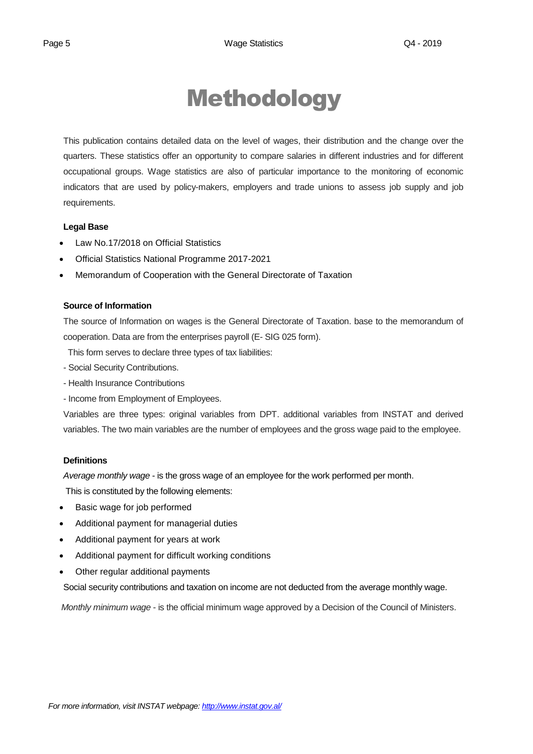# Methodology

This publication contains detailed data on the level of wages, their distribution and the change over the quarters. These statistics offer an opportunity to compare salaries in different industries and for different occupational groups. Wage statistics are also of particular importance to the monitoring of economic indicators that are used by policy-makers, employers and trade unions to assess job supply and job requirements.

**Legal Base**

- Law No.17/2018 on Official Statistics
- Official Statistics National Programme 2017-2021
- Memorandum of Cooperation with the General Directorate of Taxation

**Source of Information**

The source of Information on wages is the General Directorate of Taxation. base to the memorandum of cooperation. Data are from the enterprises payroll (E- SIG 025 form).

This form serves to declare three types of tax liabilities:

- Social Security Contributions.
- Health Insurance Contributions
- Income from Employment of Employees.

Variables are three types: original variables from DPT. additional variables from INSTAT and derived variables. The two main variables are the number of employees and the gross wage paid to the employee.

**Definitions**

*Average monthly wage* - is the gross wage of an employee for the work performed per month.

This is constituted by the following elements:

- Basic wage for job performed
- Additional payment for managerial duties
- Additional payment for years at work
- Additional payment for difficult working conditions
- Other regular additional payments

Social security contributions and taxation on income are not deducted from the average monthly wage.

*Monthly minimum wage* - is the official minimum wage approved by a Decision of the Council of Ministers.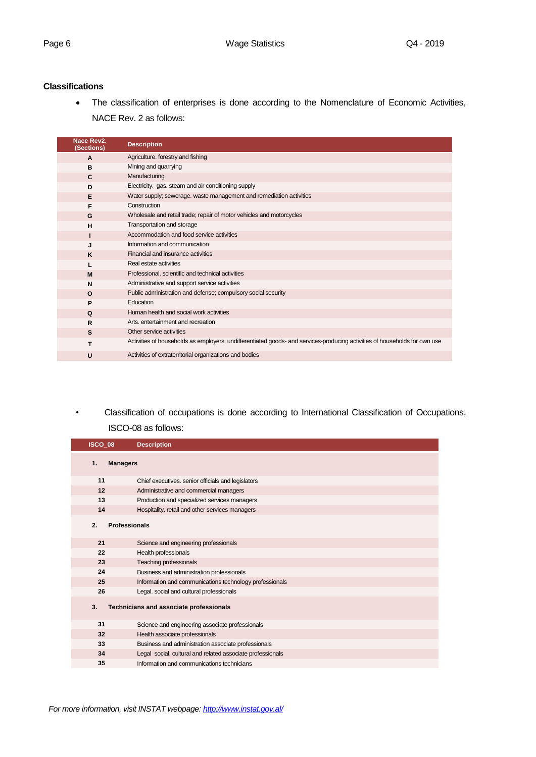### Classifications

- The classification of enterprises is done according to the Nomenclature of Economic Activities, NACE Rev. 2 as follows:

| Nace Rev2. (Sections) | Description |
|---|---|
| A | Agriculture. forestry and fishing |
| B | Mining and quarrying |
| C | Manufacturing |
| D | Electricity. gas. steam and air conditioning supply |
| E | Water supply; sewerage. waste management and remediation activities |
| F | Construction |
| G | Wholesale and retail trade; repair of motor vehicles and motorcycles |
| H | Transportation and storage |
| I | Accommodation and food service activities |
| J | Information and communication |
| K | Financial and insurance activities |
| L | Real estate activities |
| M | Professional. scientific and technical activities |
| N | Administrative and support service activities |
| O | Public administration and defense; compulsory social security |
| P | Education |
| Q | Human health and social work activities |
| R | Arts. entertainment and recreation |
| S | Other service activities |
| T | Activities of households as employers; undifferentiated goods- and services-producing activities of households for own use |
| U | Activities of extraterritorial organizations and bodies |

- Classification of occupations is done according to International Classification of Occupations, ISCO-08 as follows:

| ISCO_08 | Description |
|---|---|
| **1.** | **Managers** |
| 11 | Chief executives. senior officials and legislators |
| 12 | Administrative and commercial managers |
| 13 | Production and specialized services managers |
| 14 | Hospitality. retail and other services managers |
| **2.** | **Professionals** |
| 21 | Science and engineering professionals |
| 22 | Health professionals |
| 23 | Teaching professionals |
| 24 | Business and administration professionals |
| 25 | Information and communications technology professionals |
| 26 | Legal. social and cultural professionals |
| **3.** | **Technicians and associate professionals** |
| 31 | Science and engineering associate professionals |
| 32 | Health associate professionals |
| 33 | Business and administration associate professionals |
| 34 | Legal social. cultural and related associate professionals |
| 35 | Information and communications technicians |

*For more information, visit INSTAT webpage: http://www.instat.gov.al/*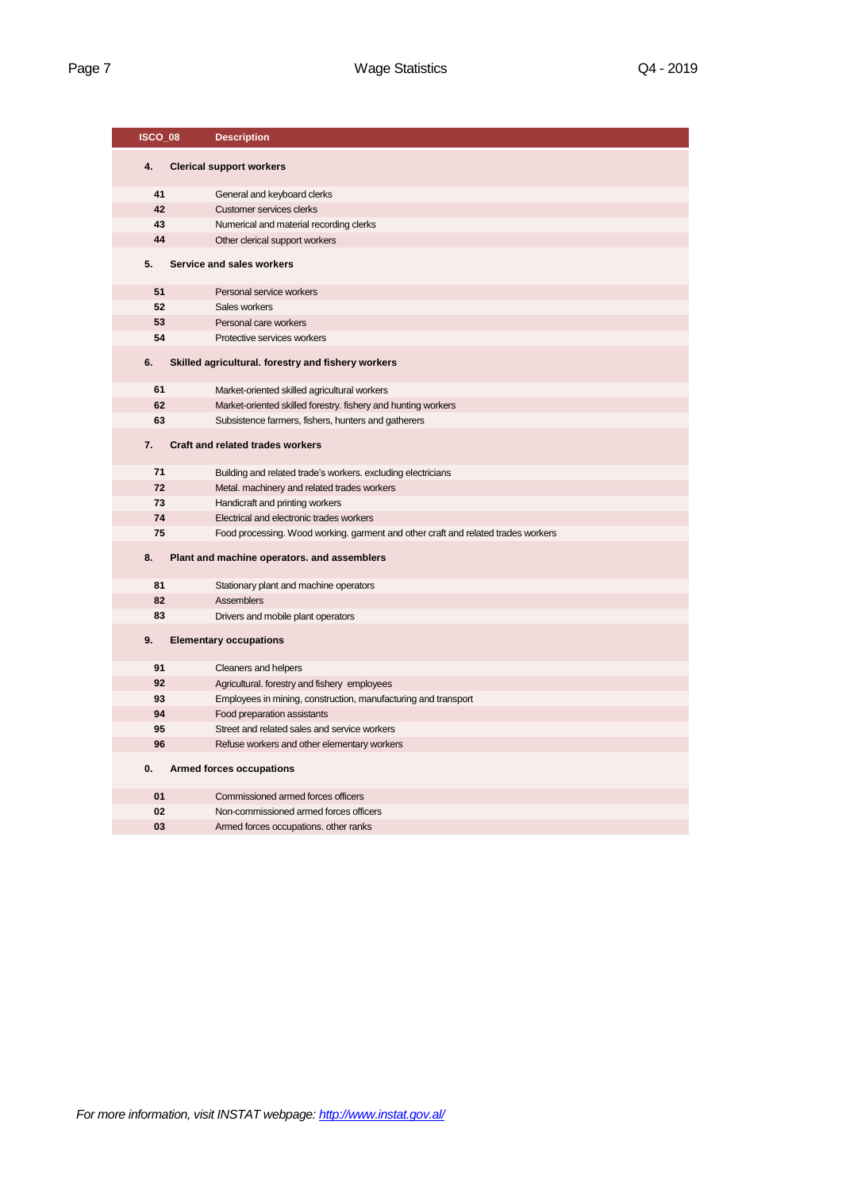| ISCO_08 | Description |
|---|---|
| **4.** | **Clerical support workers** |
| **41** | General and keyboard clerks |
| **42** | Customer services clerks |
| **43** | Numerical and material recording clerks |
| **44** | Other clerical support workers |
| **5.** | **Service and sales workers** |
| **51** | Personal service workers |
| **52** | Sales workers |
| **53** | Personal care workers |
| **54** | Protective services workers |
| **6.** | **Skilled agricultural. forestry and fishery workers** |
| **61** | Market-oriented skilled agricultural workers |
| **62** | Market-oriented skilled forestry. fishery and hunting workers |
| **63** | Subsistence farmers, fishers, hunters and gatherers |
| **7.** | **Craft and related trades workers** |
| **71** | Building and related trade's workers. excluding electricians |
| **72** | Metal. machinery and related trades workers |
| **73** | Handicraft and printing workers |
| **74** | Electrical and electronic trades workers |
| **75** | Food processing. Wood working. garment and other craft and related trades workers |
| **8.** | **Plant and machine operators. and assemblers** |
| **81** | Stationary plant and machine operators |
| **82** | Assemblers |
| **83** | Drivers and mobile plant operators |
| **9.** | **Elementary occupations** |
| **91** | Cleaners and helpers |
| **92** | Agricultural. forestry and fishery employees |
| **93** | Employees in mining, construction, manufacturing and transport |
| **94** | Food preparation assistants |
| **95** | Street and related sales and service workers |
| **96** | Refuse workers and other elementary workers |
| **0.** | **Armed forces occupations** |
| **01** | Commissioned armed forces officers |
| **02** | Non-commissioned armed forces officers |
| **03** | Armed forces occupations. other ranks |

*For more information, visit INSTAT webpage: http://www.instat.gov.al/*